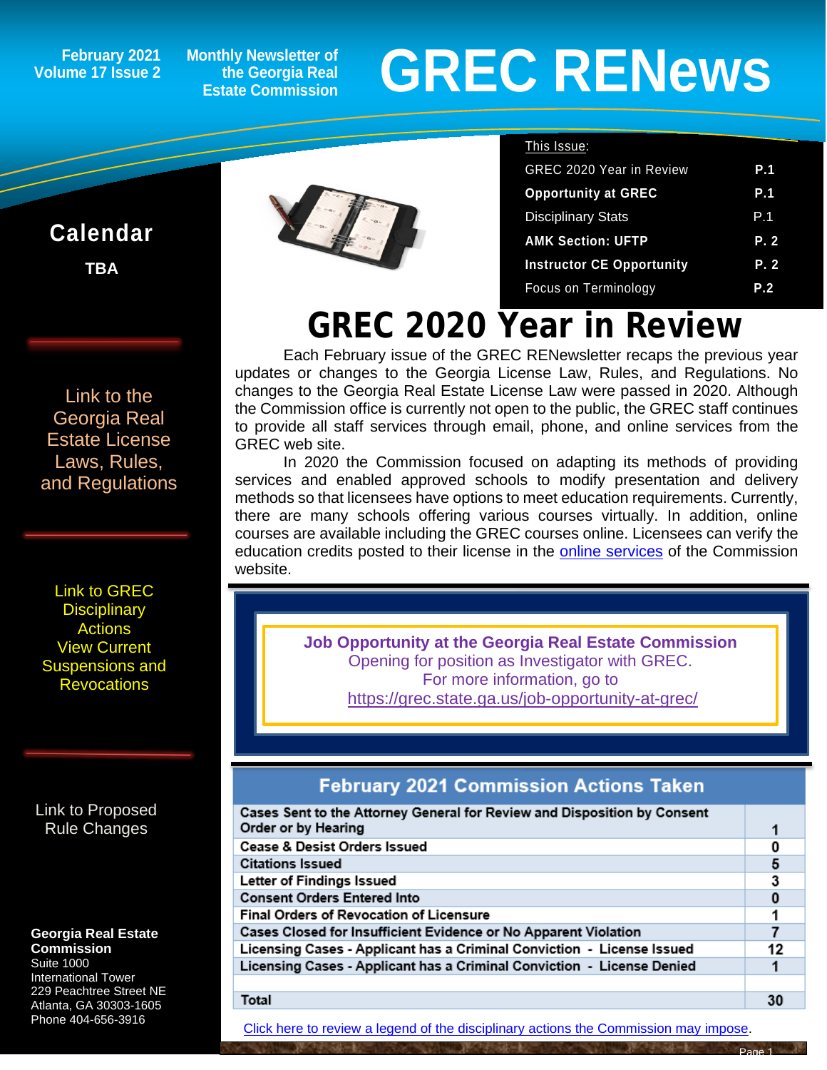February 2021
Volume 17 Issue 2

Monthly Newsletter of the Georgia Real Estate Commission

# GREC RENews

This Issue:

| | |
|---|---|
| GREC 2020 Year in Review | P.1 |
| **Opportunity at GREC** | **P.1** |
| Disciplinary Stats | P.1 |
| **AMK Section: UFTP** | **P. 2** |
| **Instructor CE Opportunity** | **P. 2** |
| Focus on Terminology | P.2 |

## Calendar

**TBA**

Link to the Georgia Real Estate License Laws, Rules, and Regulations

Link to GREC Disciplinary Actions View Current Suspensions and Revocations

Link to Proposed Rule Changes

**Georgia Real Estate Commission**
Suite 1000
International Tower
229 Peachtree Street NE
Atlanta, GA 30303-1605
Phone 404-656-3916

## GREC 2020 Year in Review

Each February issue of the GREC RENewsletter recaps the previous year updates or changes to the Georgia License Law, Rules, and Regulations. No changes to the Georgia Real Estate License Law were passed in 2020. Although the Commission office is currently not open to the public, the GREC staff continues to provide all staff services through email, phone, and online services from the GREC web site.

In 2020 the Commission focused on adapting its methods of providing services and enabled approved schools to modify presentation and delivery methods so that licensees have options to meet education requirements. Currently, there are many schools offering various courses virtually. In addition, online courses are available including the GREC courses online. Licensees can verify the education credits posted to their license in the online services of the Commission website.

**Job Opportunity at the Georgia Real Estate Commission**
Opening for position as Investigator with GREC.
For more information, go to
https://grec.state.ga.us/job-opportunity-at-grec/

## February 2021 Commission Actions Taken

| | |
|---|---|
| Cases Sent to the Attorney General for Review and Disposition by Consent Order or by Hearing | 1 |
| Cease & Desist Orders Issued | 0 |
| Citations Issued | 5 |
| Letter of Findings Issued | 3 |
| Consent Orders Entered Into | 0 |
| Final Orders of Revocation of Licensure | 1 |
| Cases Closed for Insufficient Evidence or No Apparent Violation | 7 |
| Licensing Cases - Applicant has a Criminal Conviction - License Issued | 12 |
| Licensing Cases - Applicant has a Criminal Conviction - License Denied | 1 |
| | |
| Total | 30 |

Click here to review a legend of the disciplinary actions the Commission may impose.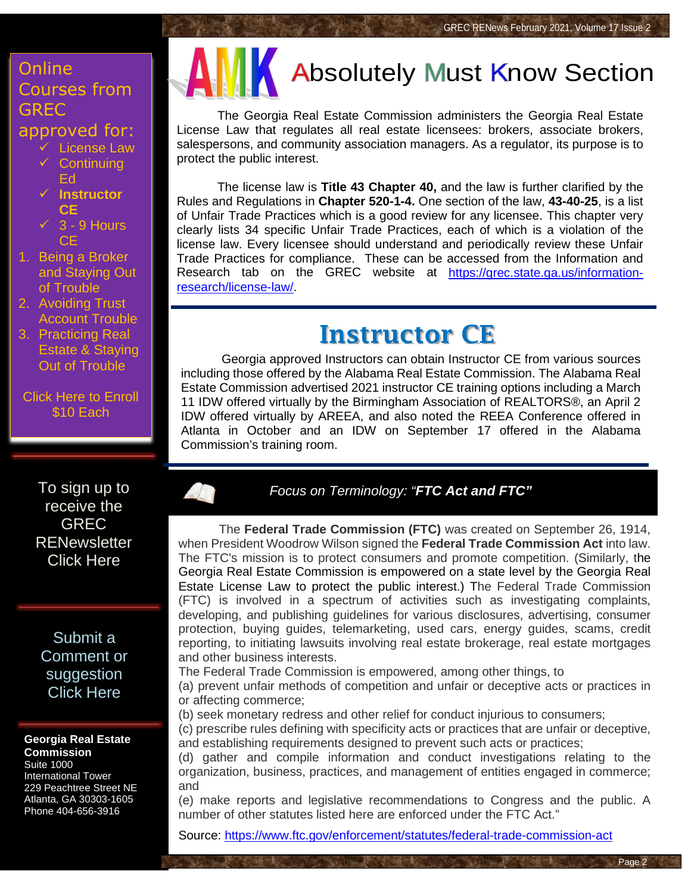# Absolutely Must Know Section

The Georgia Real Estate Commission administers the Georgia Real Estate License Law that regulates all real estate licensees: brokers, associate brokers, salespersons, and community association managers. As a regulator, its purpose is to protect the public interest.

The license law is **Title 43 Chapter 40,** and the law is further clarified by the Rules and Regulations in **Chapter 520-1-4.** One section of the law, **43-40-25**, is a list of Unfair Trade Practices which is a good review for any licensee. This chapter very clearly lists 34 specific Unfair Trade Practices, each of which is a violation of the license law. Every licensee should understand and periodically review these Unfair Trade Practices for compliance. These can be accessed from the Information and Research tab on the GREC website at https://grec.state.ga.us/information-research/license-law/.

## Instructor CE

Georgia approved Instructors can obtain Instructor CE from various sources including those offered by the Alabama Real Estate Commission. The Alabama Real Estate Commission advertised 2021 instructor CE training options including a March 11 IDW offered virtually by the Birmingham Association of REALTORS®, an April 2 IDW offered virtually by AREEA, and also noted the REEA Conference offered in Atlanta in October and an IDW on September 17 offered in the Alabama Commission's training room.

### *Focus on Terminology: "**FTC Act and FTC"***

The **Federal Trade Commission (FTC)** was created on September 26, 1914, when President Woodrow Wilson signed the **Federal Trade Commission Act** into law. The FTC's mission is to protect consumers and promote competition. (Similarly, the Georgia Real Estate Commission is empowered on a state level by the Georgia Real Estate License Law to protect the public interest.) The Federal Trade Commission (FTC) is involved in a spectrum of activities such as investigating complaints, developing, and publishing guidelines for various disclosures, advertising, consumer protection, buying guides, telemarketing, used cars, energy guides, scams, credit reporting, to initiating lawsuits involving real estate brokerage, real estate mortgages and other business interests.

The Federal Trade Commission is empowered, among other things, to

(a) prevent unfair methods of competition and unfair or deceptive acts or practices in or affecting commerce;

(b) seek monetary redress and other relief for conduct injurious to consumers;

(c) prescribe rules defining with specificity acts or practices that are unfair or deceptive, and establishing requirements designed to prevent such acts or practices;

(d) gather and compile information and conduct investigations relating to the organization, business, practices, and management of entities engaged in commerce; and

(e) make reports and legislative recommendations to Congress and the public. A number of other statutes listed here are enforced under the FTC Act."

Source: https://www.ftc.gov/enforcement/statutes/federal-trade-commission-act

---

Online Courses from GREC approved for:

- ✓ License Law
- ✓ Continuing Ed
- ✓ **Instructor CE**
- ✓ 3 - 9 Hours CE

1. Being a Broker and Staying Out of Trouble
2. Avoiding Trust Account Trouble
3. Practicing Real Estate & Staying Out of Trouble

Click Here to Enroll $10 Each

To sign up to receive the GREC RENewsletter Click Here

Submit a Comment or suggestion Click Here

**Georgia Real Estate Commission**
Suite 1000
International Tower
229 Peachtree Street NE
Atlanta, GA 30303-1605
Phone 404-656-3916